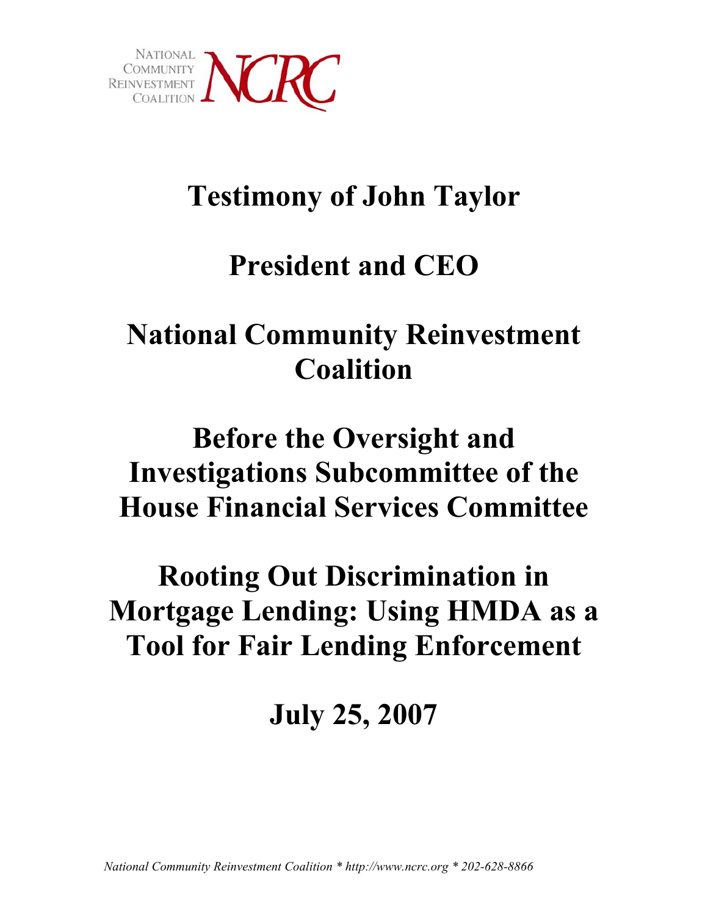NATIONAL COMMUNITY REINVESTMENT COALITION NCRC

# Testimony of John Taylor

# President and CEO

# National Community Reinvestment Coalition

# Before the Oversight and Investigations Subcommittee of the House Financial Services Committee

# Rooting Out Discrimination in Mortgage Lending: Using HMDA as a Tool for Fair Lending Enforcement

# July 25, 2007

*National Community Reinvestment Coalition * http://www.ncrc.org * 202-628-8866*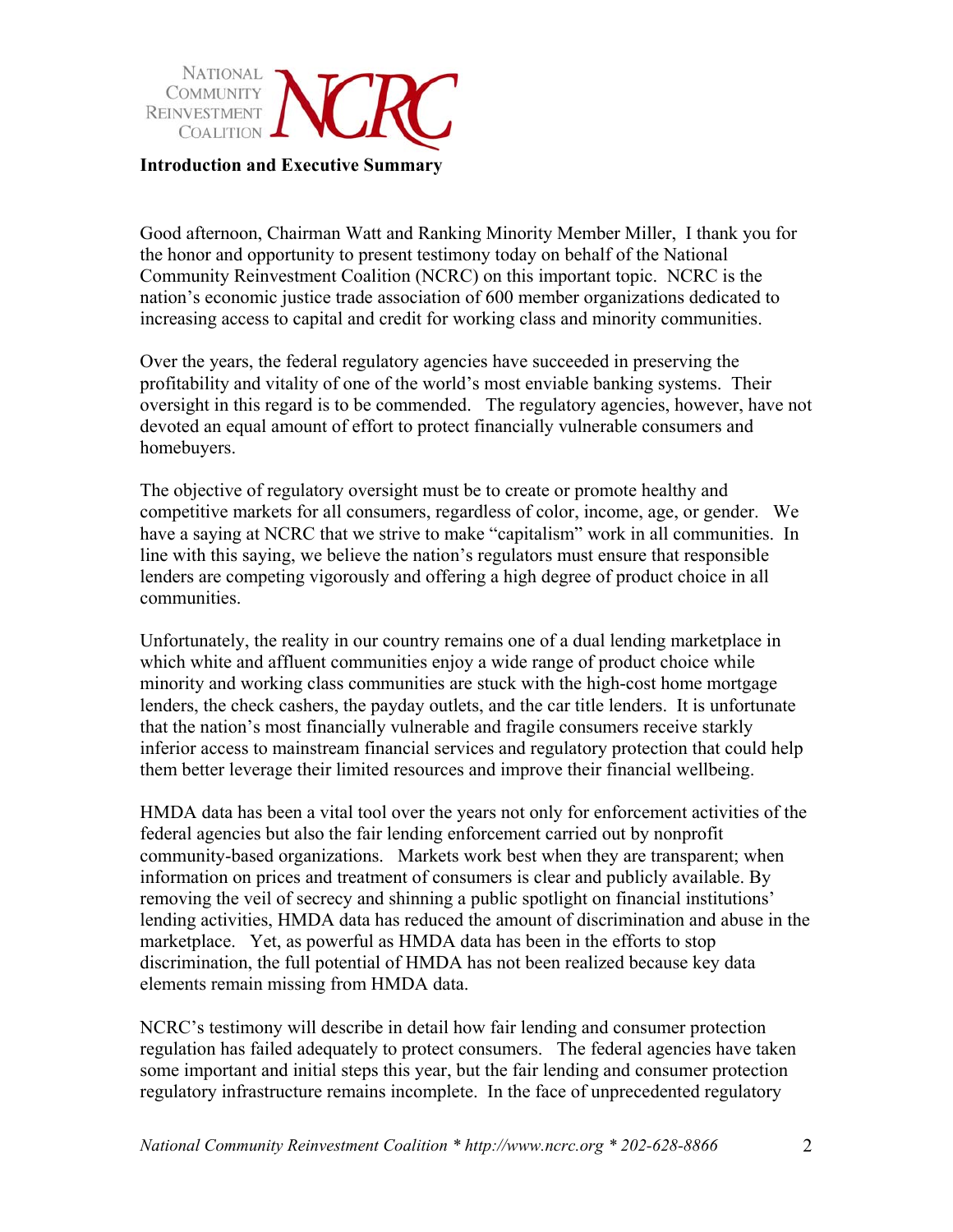**Introduction and Executive Summary**

Good afternoon, Chairman Watt and Ranking Minority Member Miller, I thank you for the honor and opportunity to present testimony today on behalf of the National Community Reinvestment Coalition (NCRC) on this important topic. NCRC is the nation's economic justice trade association of 600 member organizations dedicated to increasing access to capital and credit for working class and minority communities.

Over the years, the federal regulatory agencies have succeeded in preserving the profitability and vitality of one of the world's most enviable banking systems. Their oversight in this regard is to be commended. The regulatory agencies, however, have not devoted an equal amount of effort to protect financially vulnerable consumers and homebuyers.

The objective of regulatory oversight must be to create or promote healthy and competitive markets for all consumers, regardless of color, income, age, or gender. We have a saying at NCRC that we strive to make "capitalism" work in all communities. In line with this saying, we believe the nation's regulators must ensure that responsible lenders are competing vigorously and offering a high degree of product choice in all communities.

Unfortunately, the reality in our country remains one of a dual lending marketplace in which white and affluent communities enjoy a wide range of product choice while minority and working class communities are stuck with the high-cost home mortgage lenders, the check cashers, the payday outlets, and the car title lenders. It is unfortunate that the nation's most financially vulnerable and fragile consumers receive starkly inferior access to mainstream financial services and regulatory protection that could help them better leverage their limited resources and improve their financial wellbeing.

HMDA data has been a vital tool over the years not only for enforcement activities of the federal agencies but also the fair lending enforcement carried out by nonprofit community-based organizations. Markets work best when they are transparent; when information on prices and treatment of consumers is clear and publicly available. By removing the veil of secrecy and shinning a public spotlight on financial institutions' lending activities, HMDA data has reduced the amount of discrimination and abuse in the marketplace. Yet, as powerful as HMDA data has been in the efforts to stop discrimination, the full potential of HMDA has not been realized because key data elements remain missing from HMDA data.

NCRC's testimony will describe in detail how fair lending and consumer protection regulation has failed adequately to protect consumers. The federal agencies have taken some important and initial steps this year, but the fair lending and consumer protection regulatory infrastructure remains incomplete. In the face of unprecedented regulatory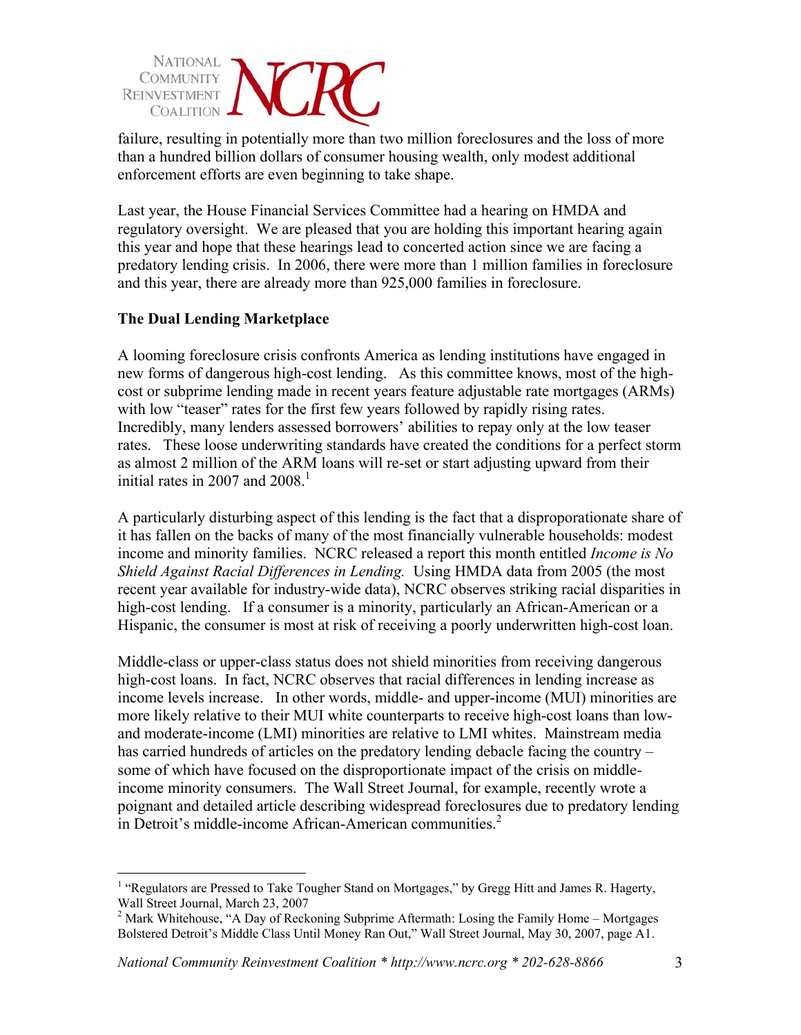failure, resulting in potentially more than two million foreclosures and the loss of more than a hundred billion dollars of consumer housing wealth, only modest additional enforcement efforts are even beginning to take shape.

Last year, the House Financial Services Committee had a hearing on HMDA and regulatory oversight. We are pleased that you are holding this important hearing again this year and hope that these hearings lead to concerted action since we are facing a predatory lending crisis. In 2006, there were more than 1 million families in foreclosure and this year, there are already more than 925,000 families in foreclosure.

**The Dual Lending Marketplace**

A looming foreclosure crisis confronts America as lending institutions have engaged in new forms of dangerous high-cost lending. As this committee knows, most of the high-cost or subprime lending made in recent years feature adjustable rate mortgages (ARMs) with low "teaser" rates for the first few years followed by rapidly rising rates. Incredibly, many lenders assessed borrowers' abilities to repay only at the low teaser rates. These loose underwriting standards have created the conditions for a perfect storm as almost 2 million of the ARM loans will re-set or start adjusting upward from their initial rates in 2007 and 2008.[1]

A particularly disturbing aspect of this lending is the fact that a disproportionate share of it has fallen on the backs of many of the most financially vulnerable households: modest income and minority families. NCRC released a report this month entitled *Income is No Shield Against Racial Differences in Lending.* Using HMDA data from 2005 (the most recent year available for industry-wide data), NCRC observes striking racial disparities in high-cost lending. If a consumer is a minority, particularly an African-American or a Hispanic, the consumer is most at risk of receiving a poorly underwritten high-cost loan.

Middle-class or upper-class status does not shield minorities from receiving dangerous high-cost loans. In fact, NCRC observes that racial differences in lending increase as income levels increase. In other words, middle- and upper-income (MUI) minorities are more likely relative to their MUI white counterparts to receive high-cost loans than low- and moderate-income (LMI) minorities are relative to LMI whites. Mainstream media has carried hundreds of articles on the predatory lending debacle facing the country – some of which have focused on the disproportionate impact of the crisis on middle-income minority consumers. The Wall Street Journal, for example, recently wrote a poignant and detailed article describing widespread foreclosures due to predatory lending in Detroit's middle-income African-American communities.[2]

---

[1] "Regulators are Pressed to Take Tougher Stand on Mortgages," by Gregg Hitt and James R. Hagerty, Wall Street Journal, March 23, 2007

[2] Mark Whitehouse, "A Day of Reckoning Subprime Aftermath: Losing the Family Home – Mortgages Bolstered Detroit's Middle Class Until Money Ran Out," Wall Street Journal, May 30, 2007, page A1.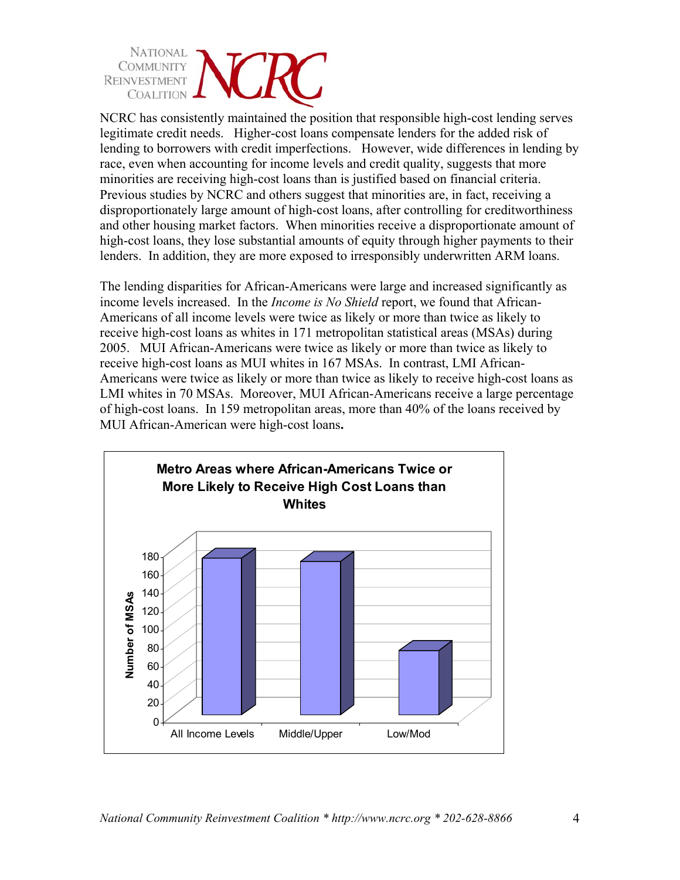NCRC has consistently maintained the position that responsible high-cost lending serves legitimate credit needs. Higher-cost loans compensate lenders for the added risk of lending to borrowers with credit imperfections. However, wide differences in lending by race, even when accounting for income levels and credit quality, suggests that more minorities are receiving high-cost loans than is justified based on financial criteria. Previous studies by NCRC and others suggest that minorities are, in fact, receiving a disproportionately large amount of high-cost loans, after controlling for creditworthiness and other housing market factors. When minorities receive a disproportionate amount of high-cost loans, they lose substantial amounts of equity through higher payments to their lenders. In addition, they are more exposed to irresponsibly underwritten ARM loans.

The lending disparities for African-Americans were large and increased significantly as income levels increased. In the *Income is No Shield* report, we found that African-Americans of all income levels were twice as likely or more than twice as likely to receive high-cost loans as whites in 171 metropolitan statistical areas (MSAs) during 2005. MUI African-Americans were twice as likely or more than twice as likely to receive high-cost loans as MUI whites in 167 MSAs. In contrast, LMI African-Americans were twice as likely or more than twice as likely to receive high-cost loans as LMI whites in 70 MSAs. Moreover, MUI African-Americans receive a large percentage of high-cost loans. In 159 metropolitan areas, more than 40% of the loans received by MUI African-American were high-cost loans**.**

**Metro Areas where African-Americans Twice or More Likely to Receive High Cost Loans than Whites**

| Income Level | Number of MSAs |
|---|---|
| All Income Levels | 171 |
| Middle/Upper | 167 |
| Low/Mod | 70 |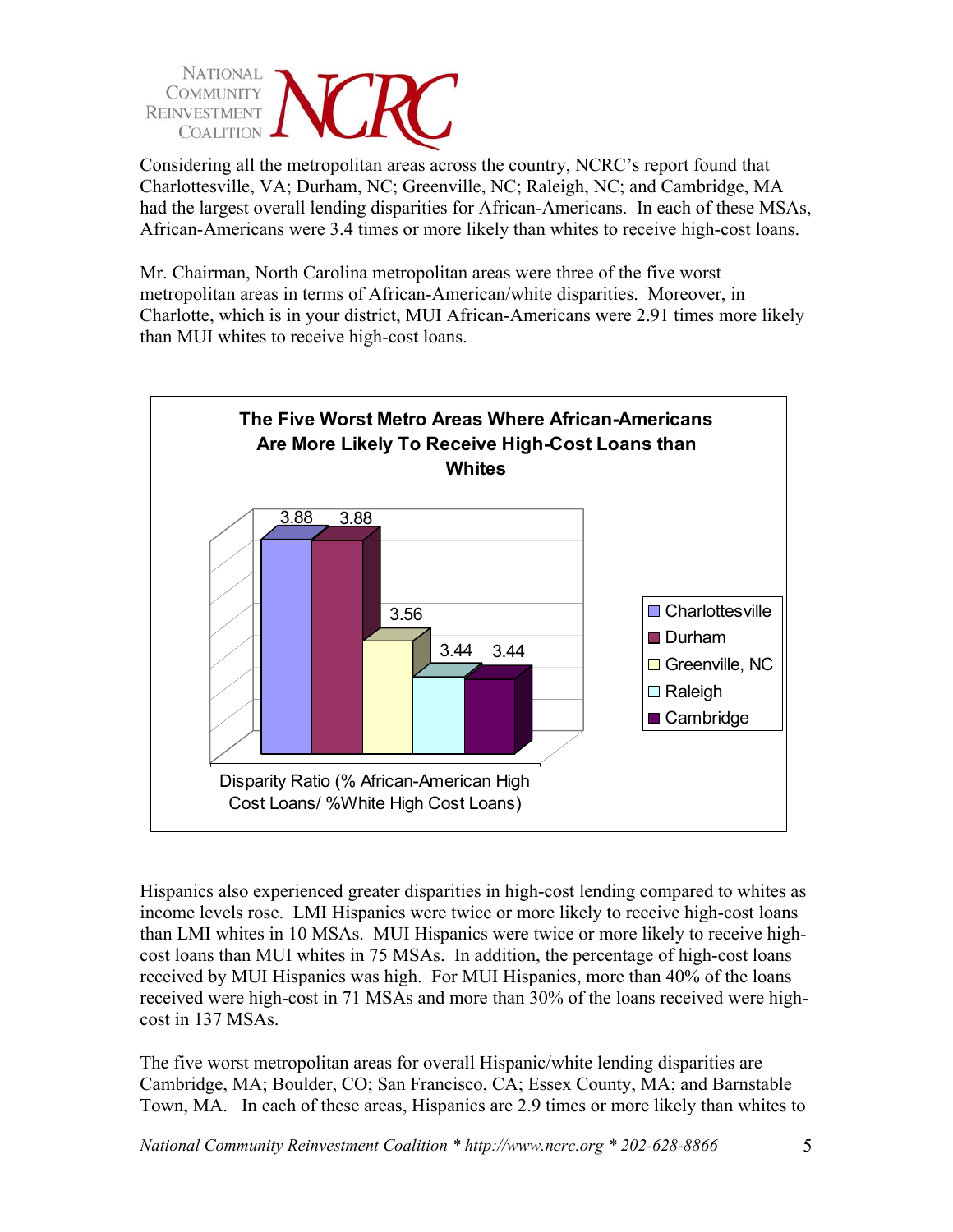Considering all the metropolitan areas across the country, NCRC's report found that Charlottesville, VA; Durham, NC; Greenville, NC; Raleigh, NC; and Cambridge, MA had the largest overall lending disparities for African-Americans. In each of these MSAs, African-Americans were 3.4 times or more likely than whites to receive high-cost loans.

Mr. Chairman, North Carolina metropolitan areas were three of the five worst metropolitan areas in terms of African-American/white disparities. Moreover, in Charlotte, which is in your district, MUI African-Americans were 2.91 times more likely than MUI whites to receive high-cost loans.

**The Five Worst Metro Areas Where African-Americans Are More Likely To Receive High-Cost Loans than Whites**

| Metro Area | Disparity Ratio (% African-American High Cost Loans/ %White High Cost Loans) |
| --- | --- |
| Charlottesville | 3.88 |
| Durham | 3.88 |
| Greenville, NC | 3.56 |
| Raleigh | 3.44 |
| Cambridge | 3.44 |

Hispanics also experienced greater disparities in high-cost lending compared to whites as income levels rose. LMI Hispanics were twice or more likely to receive high-cost loans than LMI whites in 10 MSAs. MUI Hispanics were twice or more likely to receive high-cost loans than MUI whites in 75 MSAs. In addition, the percentage of high-cost loans received by MUI Hispanics was high. For MUI Hispanics, more than 40% of the loans received were high-cost in 71 MSAs and more than 30% of the loans received were high-cost in 137 MSAs.

The five worst metropolitan areas for overall Hispanic/white lending disparities are Cambridge, MA; Boulder, CO; San Francisco, CA; Essex County, MA; and Barnstable Town, MA. In each of these areas, Hispanics are 2.9 times or more likely than whites to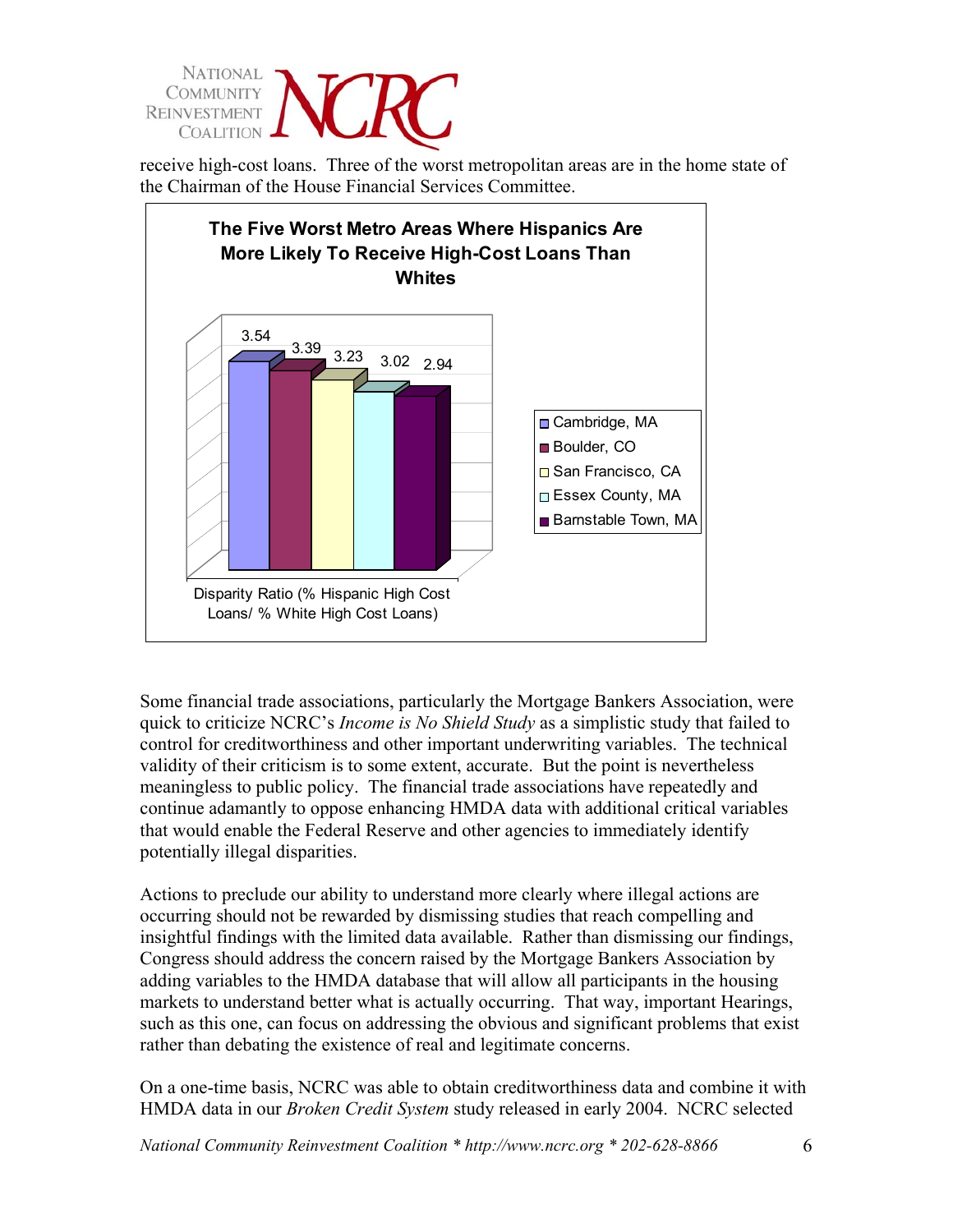receive high-cost loans. Three of the worst metropolitan areas are in the home state of the Chairman of the House Financial Services Committee.

**The Five Worst Metro Areas Where Hispanics Are More Likely To Receive High-Cost Loans Than Whites**

| Metro Area | Disparity Ratio (% Hispanic High Cost Loans/ % White High Cost Loans) |
|---|---|
| Cambridge, MA | 3.54 |
| Boulder, CO | 3.39 |
| San Francisco, CA | 3.23 |
| Essex County, MA | 3.02 |
| Barnstable Town, MA | 2.94 |

Some financial trade associations, particularly the Mortgage Bankers Association, were quick to criticize NCRC's *Income is No Shield Study* as a simplistic study that failed to control for creditworthiness and other important underwriting variables. The technical validity of their criticism is to some extent, accurate. But the point is nevertheless meaningless to public policy. The financial trade associations have repeatedly and continue adamantly to oppose enhancing HMDA data with additional critical variables that would enable the Federal Reserve and other agencies to immediately identify potentially illegal disparities.

Actions to preclude our ability to understand more clearly where illegal actions are occurring should not be rewarded by dismissing studies that reach compelling and insightful findings with the limited data available. Rather than dismissing our findings, Congress should address the concern raised by the Mortgage Bankers Association by adding variables to the HMDA database that will allow all participants in the housing markets to understand better what is actually occurring. That way, important Hearings, such as this one, can focus on addressing the obvious and significant problems that exist rather than debating the existence of real and legitimate concerns.

On a one-time basis, NCRC was able to obtain creditworthiness data and combine it with HMDA data in our *Broken Credit System* study released in early 2004. NCRC selected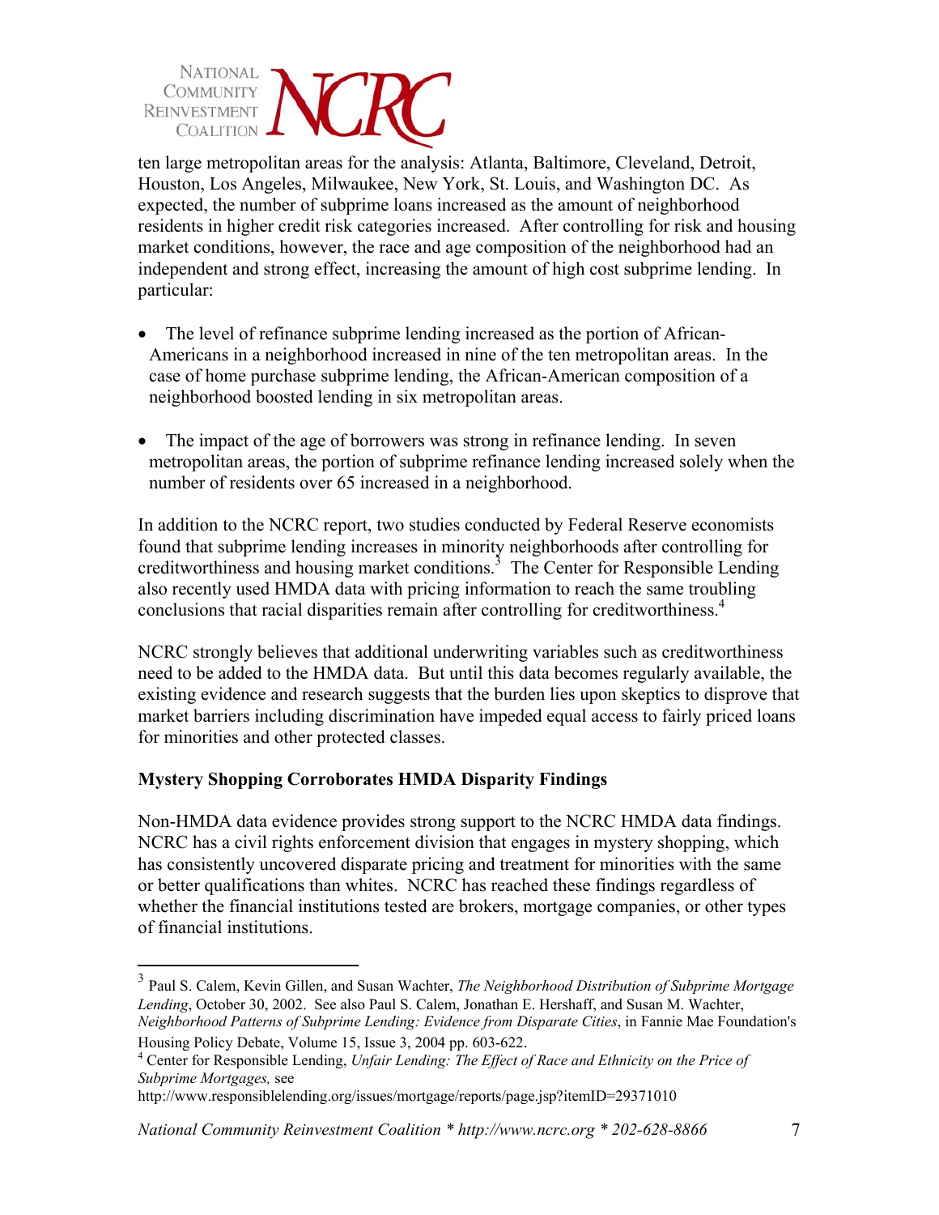ten large metropolitan areas for the analysis: Atlanta, Baltimore, Cleveland, Detroit, Houston, Los Angeles, Milwaukee, New York, St. Louis, and Washington DC. As expected, the number of subprime loans increased as the amount of neighborhood residents in higher credit risk categories increased. After controlling for risk and housing market conditions, however, the race and age composition of the neighborhood had an independent and strong effect, increasing the amount of high cost subprime lending. In particular:

- The level of refinance subprime lending increased as the portion of African-Americans in a neighborhood increased in nine of the ten metropolitan areas. In the case of home purchase subprime lending, the African-American composition of a neighborhood boosted lending in six metropolitan areas.

- The impact of the age of borrowers was strong in refinance lending. In seven metropolitan areas, the portion of subprime refinance lending increased solely when the number of residents over 65 increased in a neighborhood.

In addition to the NCRC report, two studies conducted by Federal Reserve economists found that subprime lending increases in minority neighborhoods after controlling for creditworthiness and housing market conditions.[3] The Center for Responsible Lending also recently used HMDA data with pricing information to reach the same troubling conclusions that racial disparities remain after controlling for creditworthiness.[4]

NCRC strongly believes that additional underwriting variables such as creditworthiness need to be added to the HMDA data. But until this data becomes regularly available, the existing evidence and research suggests that the burden lies upon skeptics to disprove that market barriers including discrimination have impeded equal access to fairly priced loans for minorities and other protected classes.

**Mystery Shopping Corroborates HMDA Disparity Findings**

Non-HMDA data evidence provides strong support to the NCRC HMDA data findings. NCRC has a civil rights enforcement division that engages in mystery shopping, which has consistently uncovered disparate pricing and treatment for minorities with the same or better qualifications than whites. NCRC has reached these findings regardless of whether the financial institutions tested are brokers, mortgage companies, or other types of financial institutions.

---

[3] Paul S. Calem, Kevin Gillen, and Susan Wachter, *The Neighborhood Distribution of Subprime Mortgage Lending*, October 30, 2002. See also Paul S. Calem, Jonathan E. Hershaff, and Susan M. Wachter, *Neighborhood Patterns of Subprime Lending: Evidence from Disparate Cities*, in Fannie Mae Foundation's Housing Policy Debate, Volume 15, Issue 3, 2004 pp. 603-622.

[4] Center for Responsible Lending, *Unfair Lending: The Effect of Race and Ethnicity on the Price of Subprime Mortgages,* see http://www.responsiblelending.org/issues/mortgage/reports/page.jsp?itemID=29371010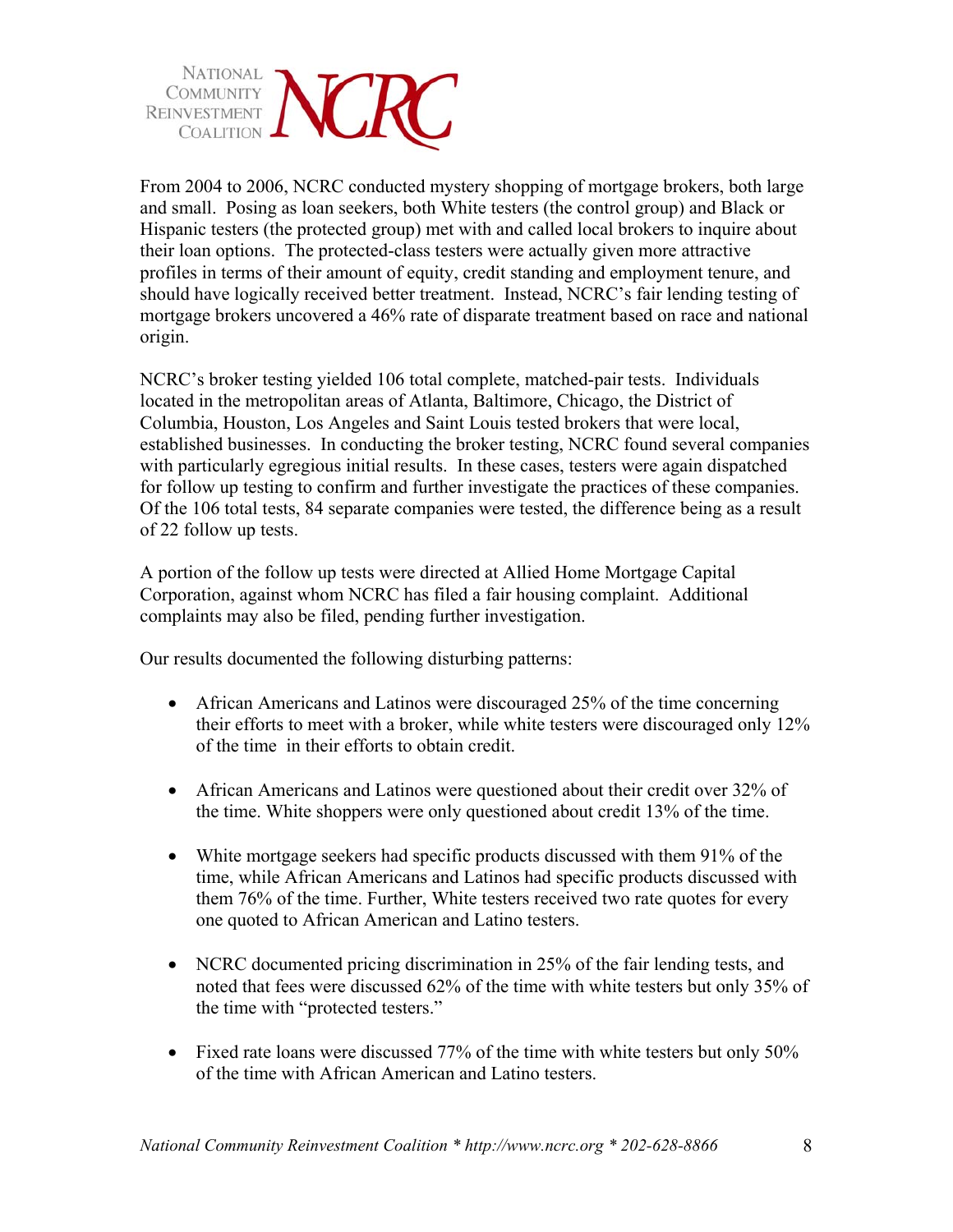NATIONAL COMMUNITY REINVESTMENT COALITION NCRC

From 2004 to 2006, NCRC conducted mystery shopping of mortgage brokers, both large and small. Posing as loan seekers, both White testers (the control group) and Black or Hispanic testers (the protected group) met with and called local brokers to inquire about their loan options. The protected-class testers were actually given more attractive profiles in terms of their amount of equity, credit standing and employment tenure, and should have logically received better treatment. Instead, NCRC's fair lending testing of mortgage brokers uncovered a 46% rate of disparate treatment based on race and national origin.

NCRC's broker testing yielded 106 total complete, matched-pair tests. Individuals located in the metropolitan areas of Atlanta, Baltimore, Chicago, the District of Columbia, Houston, Los Angeles and Saint Louis tested brokers that were local, established businesses. In conducting the broker testing, NCRC found several companies with particularly egregious initial results. In these cases, testers were again dispatched for follow up testing to confirm and further investigate the practices of these companies. Of the 106 total tests, 84 separate companies were tested, the difference being as a result of 22 follow up tests.

A portion of the follow up tests were directed at Allied Home Mortgage Capital Corporation, against whom NCRC has filed a fair housing complaint. Additional complaints may also be filed, pending further investigation.

Our results documented the following disturbing patterns:

- African Americans and Latinos were discouraged 25% of the time concerning their efforts to meet with a broker, while white testers were discouraged only 12% of the time in their efforts to obtain credit.
- African Americans and Latinos were questioned about their credit over 32% of the time. White shoppers were only questioned about credit 13% of the time.
- White mortgage seekers had specific products discussed with them 91% of the time, while African Americans and Latinos had specific products discussed with them 76% of the time. Further, White testers received two rate quotes for every one quoted to African American and Latino testers.
- NCRC documented pricing discrimination in 25% of the fair lending tests, and noted that fees were discussed 62% of the time with white testers but only 35% of the time with "protected testers."
- Fixed rate loans were discussed 77% of the time with white testers but only 50% of the time with African American and Latino testers.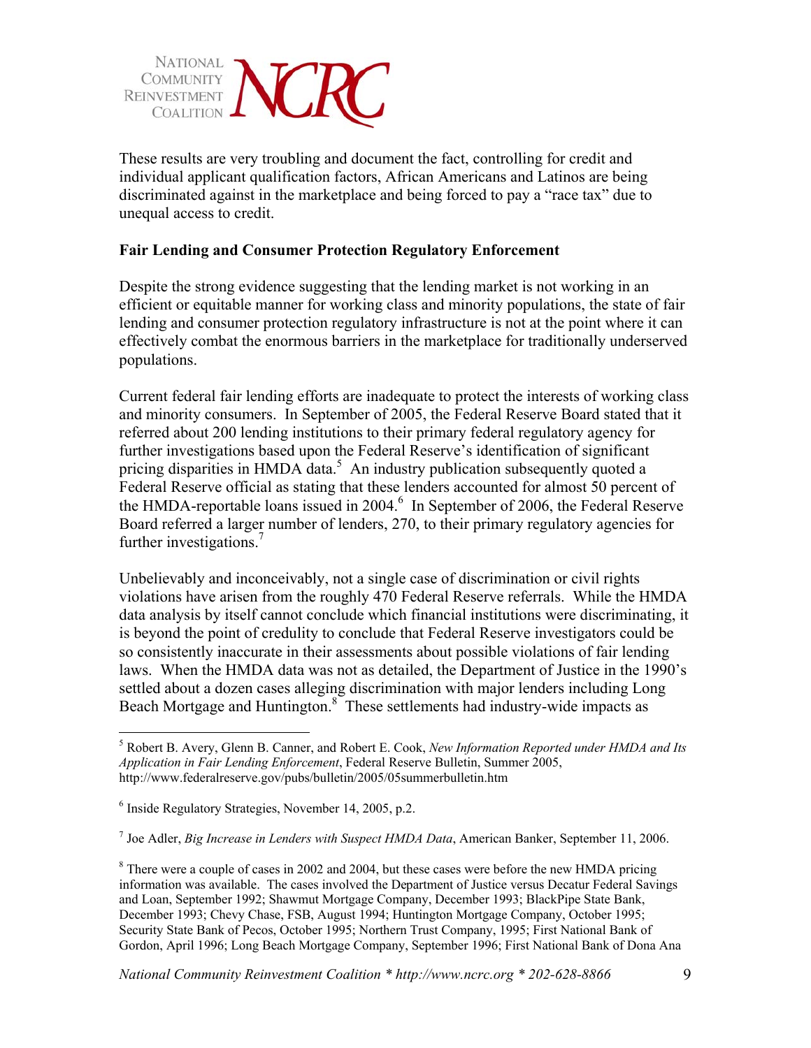These results are very troubling and document the fact, controlling for credit and individual applicant qualification factors, African Americans and Latinos are being discriminated against in the marketplace and being forced to pay a "race tax" due to unequal access to credit.

**Fair Lending and Consumer Protection Regulatory Enforcement**

Despite the strong evidence suggesting that the lending market is not working in an efficient or equitable manner for working class and minority populations, the state of fair lending and consumer protection regulatory infrastructure is not at the point where it can effectively combat the enormous barriers in the marketplace for traditionally underserved populations.

Current federal fair lending efforts are inadequate to protect the interests of working class and minority consumers. In September of 2005, the Federal Reserve Board stated that it referred about 200 lending institutions to their primary federal regulatory agency for further investigations based upon the Federal Reserve's identification of significant pricing disparities in HMDA data.[5] An industry publication subsequently quoted a Federal Reserve official as stating that these lenders accounted for almost 50 percent of the HMDA-reportable loans issued in 2004.[6] In September of 2006, the Federal Reserve Board referred a larger number of lenders, 270, to their primary regulatory agencies for further investigations.[7]

Unbelievably and inconceivably, not a single case of discrimination or civil rights violations have arisen from the roughly 470 Federal Reserve referrals. While the HMDA data analysis by itself cannot conclude which financial institutions were discriminating, it is beyond the point of credulity to conclude that Federal Reserve investigators could be so consistently inaccurate in their assessments about possible violations of fair lending laws. When the HMDA data was not as detailed, the Department of Justice in the 1990's settled about a dozen cases alleging discrimination with major lenders including Long Beach Mortgage and Huntington.[8] These settlements had industry-wide impacts as

---

[5] Robert B. Avery, Glenn B. Canner, and Robert E. Cook, *New Information Reported under HMDA and Its Application in Fair Lending Enforcement*, Federal Reserve Bulletin, Summer 2005, http://www.federalreserve.gov/pubs/bulletin/2005/05summerbulletin.htm

[6] Inside Regulatory Strategies, November 14, 2005, p.2.

[7] Joe Adler, *Big Increase in Lenders with Suspect HMDA Data*, American Banker, September 11, 2006.

[8] There were a couple of cases in 2002 and 2004, but these cases were before the new HMDA pricing information was available. The cases involved the Department of Justice versus Decatur Federal Savings and Loan, September 1992; Shawmut Mortgage Company, December 1993; BlackPipe State Bank, December 1993; Chevy Chase, FSB, August 1994; Huntington Mortgage Company, October 1995; Security State Bank of Pecos, October 1995; Northern Trust Company, 1995; First National Bank of Gordon, April 1996; Long Beach Mortgage Company, September 1996; First National Bank of Dona Ana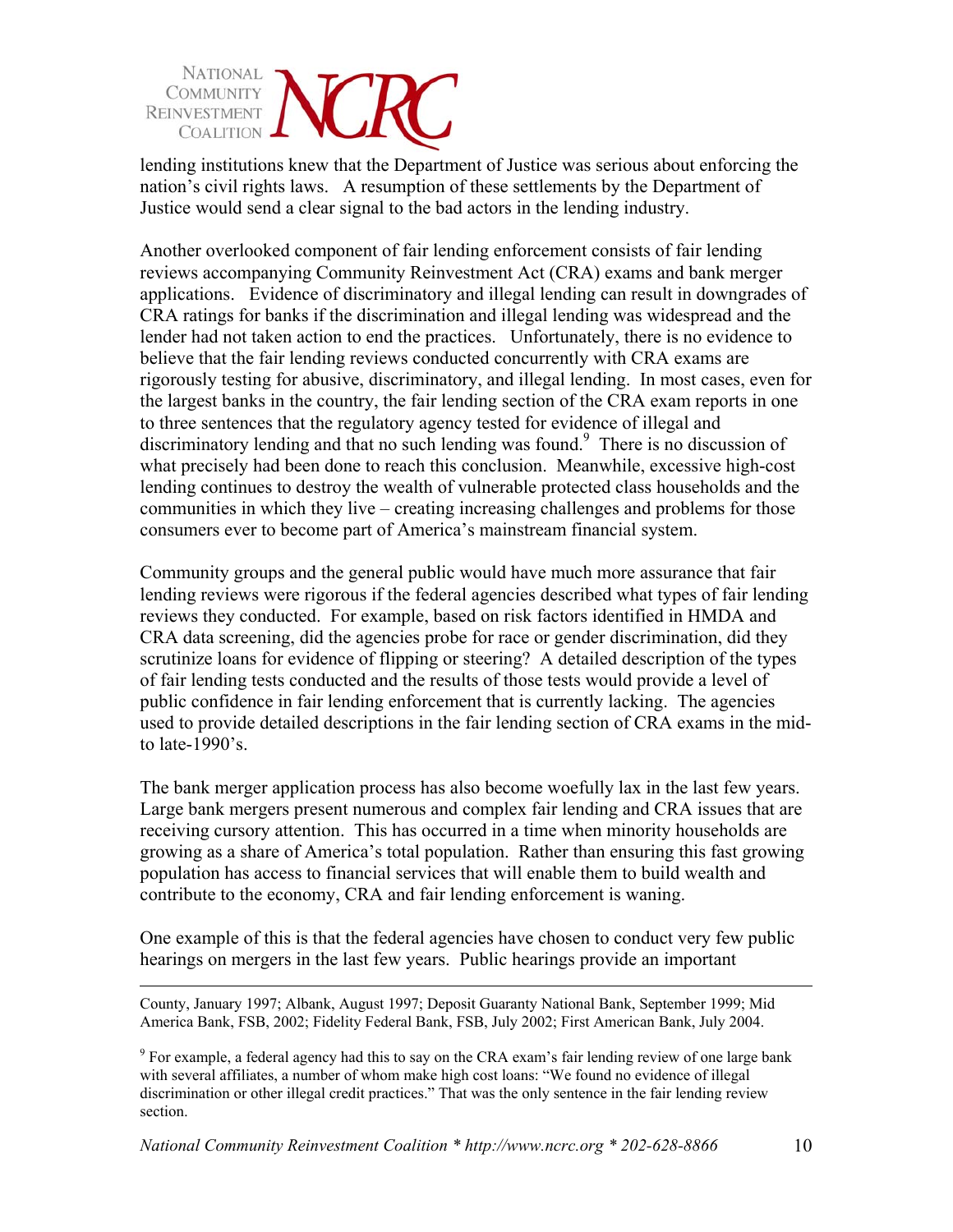lending institutions knew that the Department of Justice was serious about enforcing the nation's civil rights laws. A resumption of these settlements by the Department of Justice would send a clear signal to the bad actors in the lending industry.

Another overlooked component of fair lending enforcement consists of fair lending reviews accompanying Community Reinvestment Act (CRA) exams and bank merger applications. Evidence of discriminatory and illegal lending can result in downgrades of CRA ratings for banks if the discrimination and illegal lending was widespread and the lender had not taken action to end the practices. Unfortunately, there is no evidence to believe that the fair lending reviews conducted concurrently with CRA exams are rigorously testing for abusive, discriminatory, and illegal lending. In most cases, even for the largest banks in the country, the fair lending section of the CRA exam reports in one to three sentences that the regulatory agency tested for evidence of illegal and discriminatory lending and that no such lending was found.[9] There is no discussion of what precisely had been done to reach this conclusion. Meanwhile, excessive high-cost lending continues to destroy the wealth of vulnerable protected class households and the communities in which they live – creating increasing challenges and problems for those consumers ever to become part of America's mainstream financial system.

Community groups and the general public would have much more assurance that fair lending reviews were rigorous if the federal agencies described what types of fair lending reviews they conducted. For example, based on risk factors identified in HMDA and CRA data screening, did the agencies probe for race or gender discrimination, did they scrutinize loans for evidence of flipping or steering? A detailed description of the types of fair lending tests conducted and the results of those tests would provide a level of public confidence in fair lending enforcement that is currently lacking. The agencies used to provide detailed descriptions in the fair lending section of CRA exams in the mid- to late-1990's.

The bank merger application process has also become woefully lax in the last few years. Large bank mergers present numerous and complex fair lending and CRA issues that are receiving cursory attention. This has occurred in a time when minority households are growing as a share of America's total population. Rather than ensuring this fast growing population has access to financial services that will enable them to build wealth and contribute to the economy, CRA and fair lending enforcement is waning.

One example of this is that the federal agencies have chosen to conduct very few public hearings on mergers in the last few years. Public hearings provide an important

---

County, January 1997; Albank, August 1997; Deposit Guaranty National Bank, September 1999; Mid America Bank, FSB, 2002; Fidelity Federal Bank, FSB, July 2002; First American Bank, July 2004.

[9] For example, a federal agency had this to say on the CRA exam's fair lending review of one large bank with several affiliates, a number of whom make high cost loans: "We found no evidence of illegal discrimination or other illegal credit practices." That was the only sentence in the fair lending review section.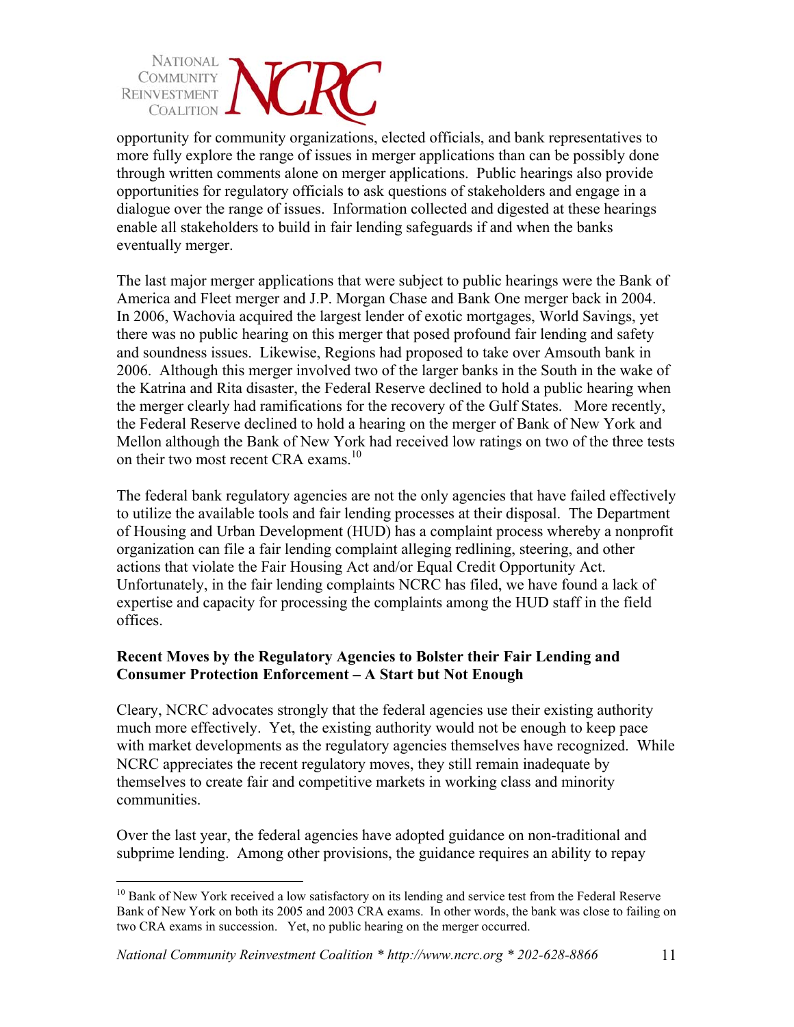opportunity for community organizations, elected officials, and bank representatives to more fully explore the range of issues in merger applications than can be possibly done through written comments alone on merger applications. Public hearings also provide opportunities for regulatory officials to ask questions of stakeholders and engage in a dialogue over the range of issues. Information collected and digested at these hearings enable all stakeholders to build in fair lending safeguards if and when the banks eventually merger.

The last major merger applications that were subject to public hearings were the Bank of America and Fleet merger and J.P. Morgan Chase and Bank One merger back in 2004. In 2006, Wachovia acquired the largest lender of exotic mortgages, World Savings, yet there was no public hearing on this merger that posed profound fair lending and safety and soundness issues. Likewise, Regions had proposed to take over Amsouth bank in 2006. Although this merger involved two of the larger banks in the South in the wake of the Katrina and Rita disaster, the Federal Reserve declined to hold a public hearing when the merger clearly had ramifications for the recovery of the Gulf States. More recently, the Federal Reserve declined to hold a hearing on the merger of Bank of New York and Mellon although the Bank of New York had received low ratings on two of the three tests on their two most recent CRA exams.[10]

The federal bank regulatory agencies are not the only agencies that have failed effectively to utilize the available tools and fair lending processes at their disposal. The Department of Housing and Urban Development (HUD) has a complaint process whereby a nonprofit organization can file a fair lending complaint alleging redlining, steering, and other actions that violate the Fair Housing Act and/or Equal Credit Opportunity Act. Unfortunately, in the fair lending complaints NCRC has filed, we have found a lack of expertise and capacity for processing the complaints among the HUD staff in the field offices.

**Recent Moves by the Regulatory Agencies to Bolster their Fair Lending and Consumer Protection Enforcement – A Start but Not Enough**

Cleary, NCRC advocates strongly that the federal agencies use their existing authority much more effectively. Yet, the existing authority would not be enough to keep pace with market developments as the regulatory agencies themselves have recognized. While NCRC appreciates the recent regulatory moves, they still remain inadequate by themselves to create fair and competitive markets in working class and minority communities.

Over the last year, the federal agencies have adopted guidance on non-traditional and subprime lending. Among other provisions, the guidance requires an ability to repay

[10] Bank of New York received a low satisfactory on its lending and service test from the Federal Reserve Bank of New York on both its 2005 and 2003 CRA exams. In other words, the bank was close to failing on two CRA exams in succession. Yet, no public hearing on the merger occurred.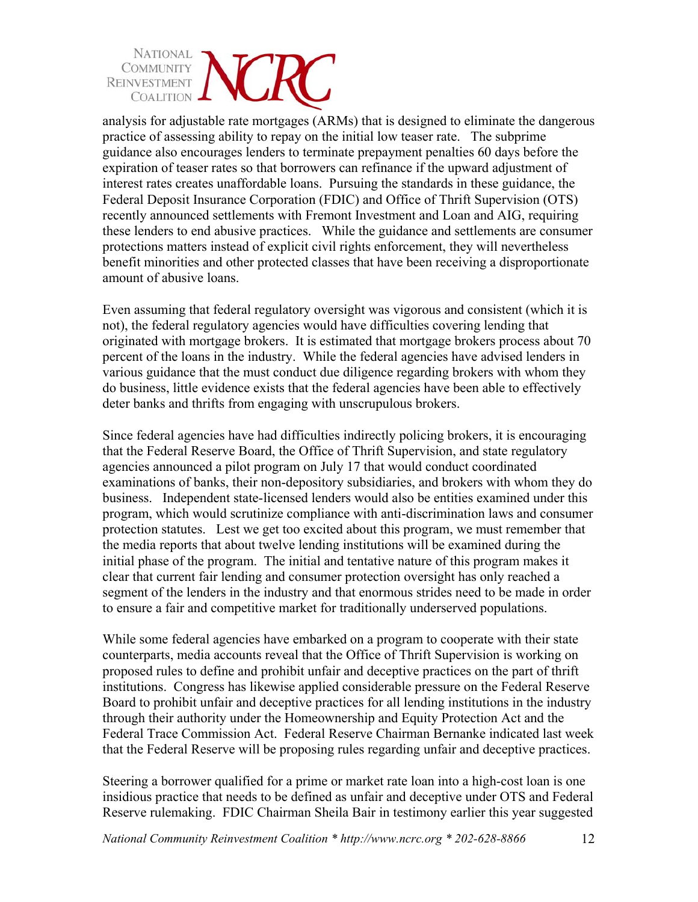analysis for adjustable rate mortgages (ARMs) that is designed to eliminate the dangerous practice of assessing ability to repay on the initial low teaser rate. The subprime guidance also encourages lenders to terminate prepayment penalties 60 days before the expiration of teaser rates so that borrowers can refinance if the upward adjustment of interest rates creates unaffordable loans. Pursuing the standards in these guidance, the Federal Deposit Insurance Corporation (FDIC) and Office of Thrift Supervision (OTS) recently announced settlements with Fremont Investment and Loan and AIG, requiring these lenders to end abusive practices. While the guidance and settlements are consumer protections matters instead of explicit civil rights enforcement, they will nevertheless benefit minorities and other protected classes that have been receiving a disproportionate amount of abusive loans.

Even assuming that federal regulatory oversight was vigorous and consistent (which it is not), the federal regulatory agencies would have difficulties covering lending that originated with mortgage brokers. It is estimated that mortgage brokers process about 70 percent of the loans in the industry. While the federal agencies have advised lenders in various guidance that the must conduct due diligence regarding brokers with whom they do business, little evidence exists that the federal agencies have been able to effectively deter banks and thrifts from engaging with unscrupulous brokers.

Since federal agencies have had difficulties indirectly policing brokers, it is encouraging that the Federal Reserve Board, the Office of Thrift Supervision, and state regulatory agencies announced a pilot program on July 17 that would conduct coordinated examinations of banks, their non-depository subsidiaries, and brokers with whom they do business. Independent state-licensed lenders would also be entities examined under this program, which would scrutinize compliance with anti-discrimination laws and consumer protection statutes. Lest we get too excited about this program, we must remember that the media reports that about twelve lending institutions will be examined during the initial phase of the program. The initial and tentative nature of this program makes it clear that current fair lending and consumer protection oversight has only reached a segment of the lenders in the industry and that enormous strides need to be made in order to ensure a fair and competitive market for traditionally underserved populations.

While some federal agencies have embarked on a program to cooperate with their state counterparts, media accounts reveal that the Office of Thrift Supervision is working on proposed rules to define and prohibit unfair and deceptive practices on the part of thrift institutions. Congress has likewise applied considerable pressure on the Federal Reserve Board to prohibit unfair and deceptive practices for all lending institutions in the industry through their authority under the Homeownership and Equity Protection Act and the Federal Trace Commission Act. Federal Reserve Chairman Bernanke indicated last week that the Federal Reserve will be proposing rules regarding unfair and deceptive practices.

Steering a borrower qualified for a prime or market rate loan into a high-cost loan is one insidious practice that needs to be defined as unfair and deceptive under OTS and Federal Reserve rulemaking. FDIC Chairman Sheila Bair in testimony earlier this year suggested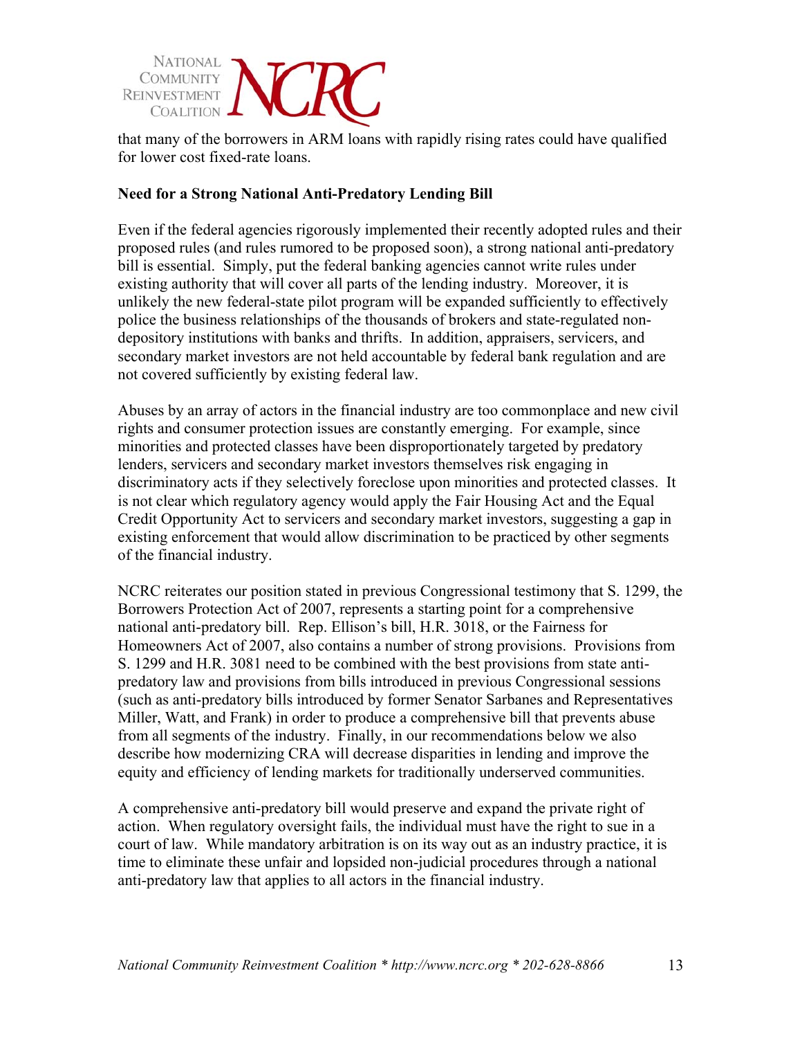that many of the borrowers in ARM loans with rapidly rising rates could have qualified for lower cost fixed-rate loans.

**Need for a Strong National Anti-Predatory Lending Bill**

Even if the federal agencies rigorously implemented their recently adopted rules and their proposed rules (and rules rumored to be proposed soon), a strong national anti-predatory bill is essential. Simply, put the federal banking agencies cannot write rules under existing authority that will cover all parts of the lending industry. Moreover, it is unlikely the new federal-state pilot program will be expanded sufficiently to effectively police the business relationships of the thousands of brokers and state-regulated non-depository institutions with banks and thrifts. In addition, appraisers, servicers, and secondary market investors are not held accountable by federal bank regulation and are not covered sufficiently by existing federal law.

Abuses by an array of actors in the financial industry are too commonplace and new civil rights and consumer protection issues are constantly emerging. For example, since minorities and protected classes have been disproportionately targeted by predatory lenders, servicers and secondary market investors themselves risk engaging in discriminatory acts if they selectively foreclose upon minorities and protected classes. It is not clear which regulatory agency would apply the Fair Housing Act and the Equal Credit Opportunity Act to servicers and secondary market investors, suggesting a gap in existing enforcement that would allow discrimination to be practiced by other segments of the financial industry.

NCRC reiterates our position stated in previous Congressional testimony that S. 1299, the Borrowers Protection Act of 2007, represents a starting point for a comprehensive national anti-predatory bill. Rep. Ellison's bill, H.R. 3018, or the Fairness for Homeowners Act of 2007, also contains a number of strong provisions. Provisions from S. 1299 and H.R. 3081 need to be combined with the best provisions from state anti-predatory law and provisions from bills introduced in previous Congressional sessions (such as anti-predatory bills introduced by former Senator Sarbanes and Representatives Miller, Watt, and Frank) in order to produce a comprehensive bill that prevents abuse from all segments of the industry. Finally, in our recommendations below we also describe how modernizing CRA will decrease disparities in lending and improve the equity and efficiency of lending markets for traditionally underserved communities.

A comprehensive anti-predatory bill would preserve and expand the private right of action. When regulatory oversight fails, the individual must have the right to sue in a court of law. While mandatory arbitration is on its way out as an industry practice, it is time to eliminate these unfair and lopsided non-judicial procedures through a national anti-predatory law that applies to all actors in the financial industry.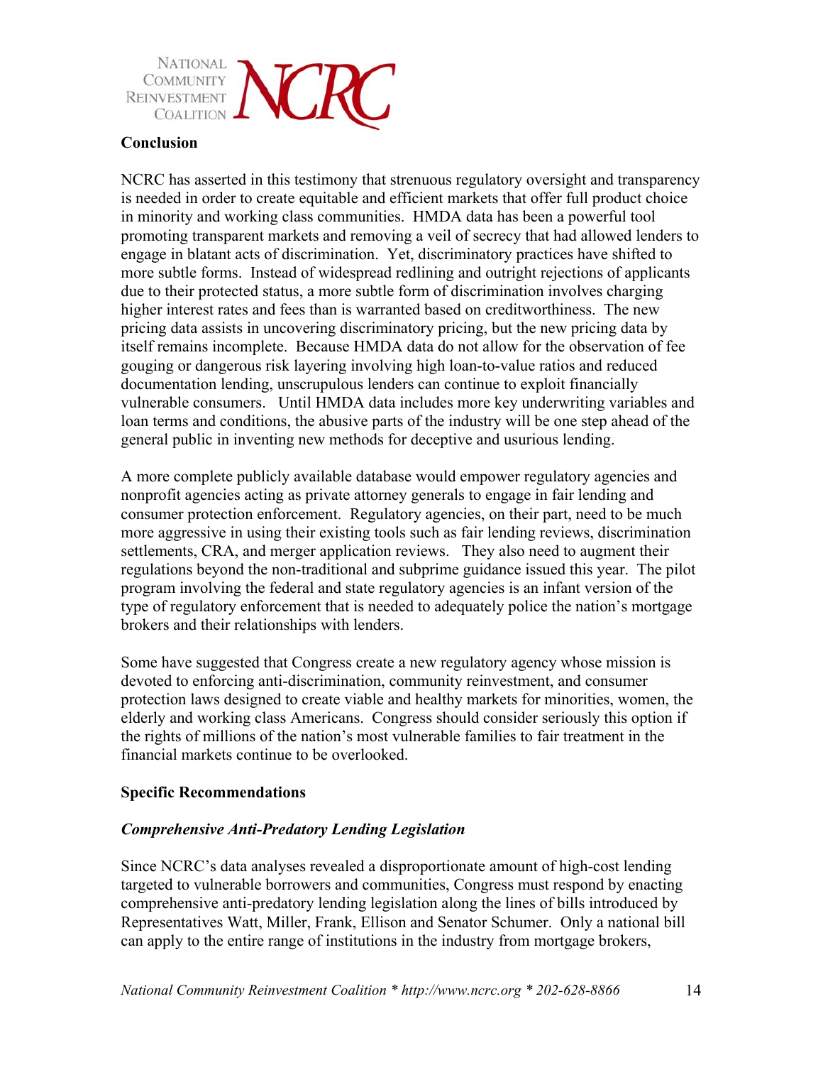## Conclusion

NCRC has asserted in this testimony that strenuous regulatory oversight and transparency is needed in order to create equitable and efficient markets that offer full product choice in minority and working class communities. HMDA data has been a powerful tool promoting transparent markets and removing a veil of secrecy that had allowed lenders to engage in blatant acts of discrimination. Yet, discriminatory practices have shifted to more subtle forms. Instead of widespread redlining and outright rejections of applicants due to their protected status, a more subtle form of discrimination involves charging higher interest rates and fees than is warranted based on creditworthiness. The new pricing data assists in uncovering discriminatory pricing, but the new pricing data by itself remains incomplete. Because HMDA data do not allow for the observation of fee gouging or dangerous risk layering involving high loan-to-value ratios and reduced documentation lending, unscrupulous lenders can continue to exploit financially vulnerable consumers. Until HMDA data includes more key underwriting variables and loan terms and conditions, the abusive parts of the industry will be one step ahead of the general public in inventing new methods for deceptive and usurious lending.

A more complete publicly available database would empower regulatory agencies and nonprofit agencies acting as private attorney generals to engage in fair lending and consumer protection enforcement. Regulatory agencies, on their part, need to be much more aggressive in using their existing tools such as fair lending reviews, discrimination settlements, CRA, and merger application reviews. They also need to augment their regulations beyond the non-traditional and subprime guidance issued this year. The pilot program involving the federal and state regulatory agencies is an infant version of the type of regulatory enforcement that is needed to adequately police the nation's mortgage brokers and their relationships with lenders.

Some have suggested that Congress create a new regulatory agency whose mission is devoted to enforcing anti-discrimination, community reinvestment, and consumer protection laws designed to create viable and healthy markets for minorities, women, the elderly and working class Americans. Congress should consider seriously this option if the rights of millions of the nation's most vulnerable families to fair treatment in the financial markets continue to be overlooked.

## Specific Recommendations

### *Comprehensive Anti-Predatory Lending Legislation*

Since NCRC's data analyses revealed a disproportionate amount of high-cost lending targeted to vulnerable borrowers and communities, Congress must respond by enacting comprehensive anti-predatory lending legislation along the lines of bills introduced by Representatives Watt, Miller, Frank, Ellison and Senator Schumer. Only a national bill can apply to the entire range of institutions in the industry from mortgage brokers,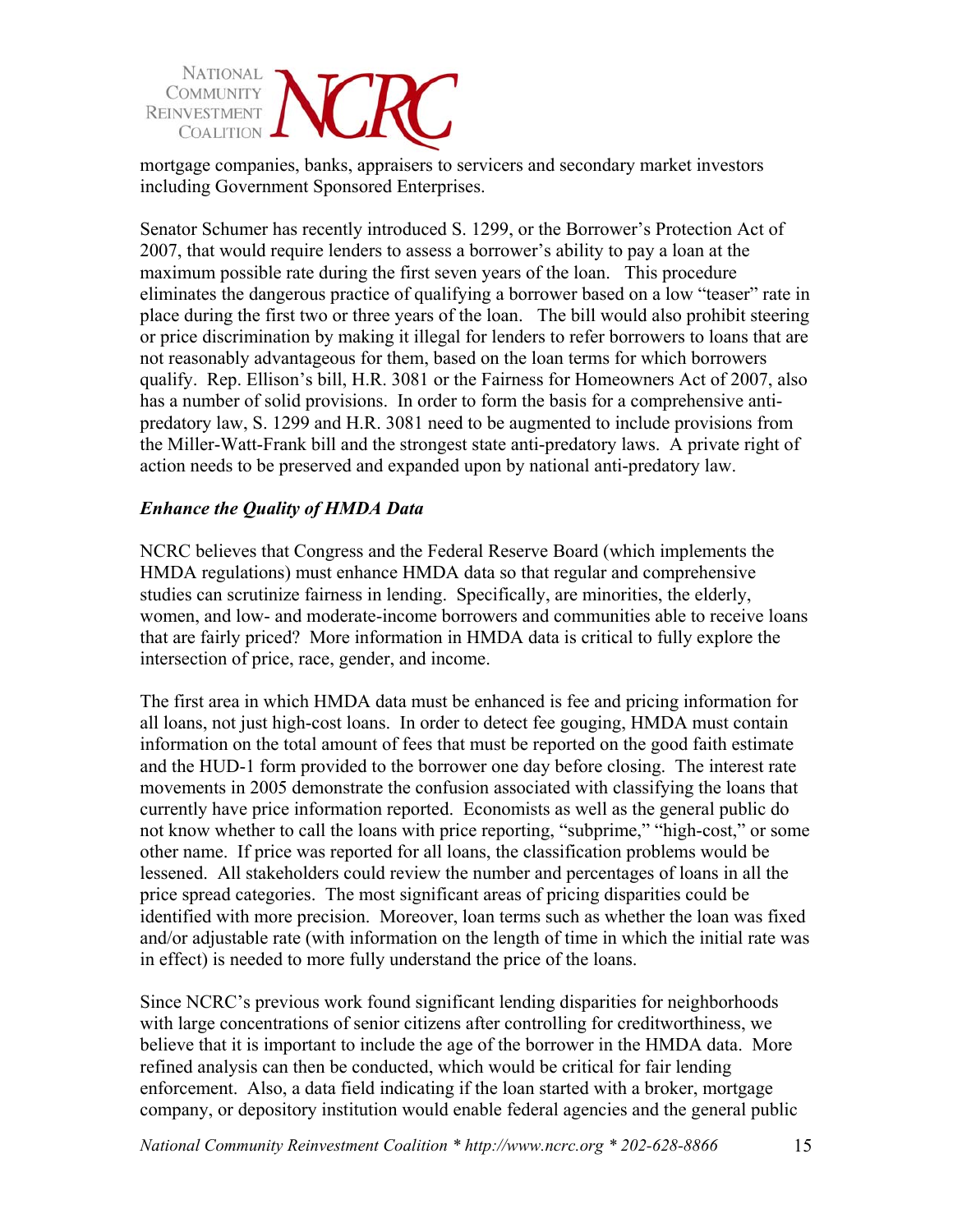mortgage companies, banks, appraisers to servicers and secondary market investors including Government Sponsored Enterprises.

Senator Schumer has recently introduced S. 1299, or the Borrower's Protection Act of 2007, that would require lenders to assess a borrower's ability to pay a loan at the maximum possible rate during the first seven years of the loan. This procedure eliminates the dangerous practice of qualifying a borrower based on a low "teaser" rate in place during the first two or three years of the loan. The bill would also prohibit steering or price discrimination by making it illegal for lenders to refer borrowers to loans that are not reasonably advantageous for them, based on the loan terms for which borrowers qualify. Rep. Ellison's bill, H.R. 3081 or the Fairness for Homeowners Act of 2007, also has a number of solid provisions. In order to form the basis for a comprehensive anti-predatory law, S. 1299 and H.R. 3081 need to be augmented to include provisions from the Miller-Watt-Frank bill and the strongest state anti-predatory laws. A private right of action needs to be preserved and expanded upon by national anti-predatory law.

***Enhance the Quality of HMDA Data***

NCRC believes that Congress and the Federal Reserve Board (which implements the HMDA regulations) must enhance HMDA data so that regular and comprehensive studies can scrutinize fairness in lending. Specifically, are minorities, the elderly, women, and low- and moderate-income borrowers and communities able to receive loans that are fairly priced? More information in HMDA data is critical to fully explore the intersection of price, race, gender, and income.

The first area in which HMDA data must be enhanced is fee and pricing information for all loans, not just high-cost loans. In order to detect fee gouging, HMDA must contain information on the total amount of fees that must be reported on the good faith estimate and the HUD-1 form provided to the borrower one day before closing. The interest rate movements in 2005 demonstrate the confusion associated with classifying the loans that currently have price information reported. Economists as well as the general public do not know whether to call the loans with price reporting, "subprime," "high-cost," or some other name. If price was reported for all loans, the classification problems would be lessened. All stakeholders could review the number and percentages of loans in all the price spread categories. The most significant areas of pricing disparities could be identified with more precision. Moreover, loan terms such as whether the loan was fixed and/or adjustable rate (with information on the length of time in which the initial rate was in effect) is needed to more fully understand the price of the loans.

Since NCRC's previous work found significant lending disparities for neighborhoods with large concentrations of senior citizens after controlling for creditworthiness, we believe that it is important to include the age of the borrower in the HMDA data. More refined analysis can then be conducted, which would be critical for fair lending enforcement. Also, a data field indicating if the loan started with a broker, mortgage company, or depository institution would enable federal agencies and the general public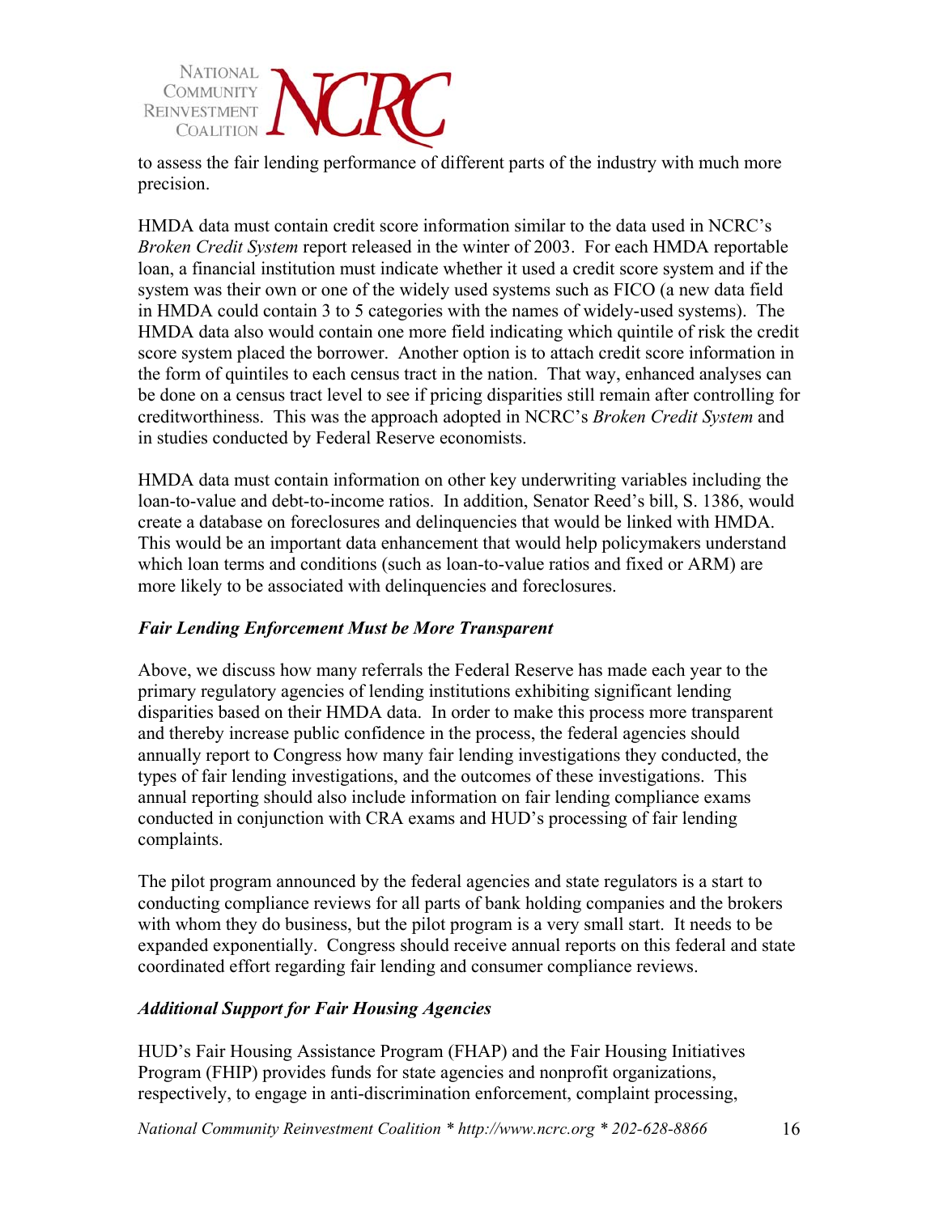to assess the fair lending performance of different parts of the industry with much more precision.

HMDA data must contain credit score information similar to the data used in NCRC's *Broken Credit System* report released in the winter of 2003. For each HMDA reportable loan, a financial institution must indicate whether it used a credit score system and if the system was their own or one of the widely used systems such as FICO (a new data field in HMDA could contain 3 to 5 categories with the names of widely-used systems). The HMDA data also would contain one more field indicating which quintile of risk the credit score system placed the borrower. Another option is to attach credit score information in the form of quintiles to each census tract in the nation. That way, enhanced analyses can be done on a census tract level to see if pricing disparities still remain after controlling for creditworthiness. This was the approach adopted in NCRC's *Broken Credit System* and in studies conducted by Federal Reserve economists.

HMDA data must contain information on other key underwriting variables including the loan-to-value and debt-to-income ratios. In addition, Senator Reed's bill, S. 1386, would create a database on foreclosures and delinquencies that would be linked with HMDA. This would be an important data enhancement that would help policymakers understand which loan terms and conditions (such as loan-to-value ratios and fixed or ARM) are more likely to be associated with delinquencies and foreclosures.

### *Fair Lending Enforcement Must be More Transparent*

Above, we discuss how many referrals the Federal Reserve has made each year to the primary regulatory agencies of lending institutions exhibiting significant lending disparities based on their HMDA data. In order to make this process more transparent and thereby increase public confidence in the process, the federal agencies should annually report to Congress how many fair lending investigations they conducted, the types of fair lending investigations, and the outcomes of these investigations. This annual reporting should also include information on fair lending compliance exams conducted in conjunction with CRA exams and HUD's processing of fair lending complaints.

The pilot program announced by the federal agencies and state regulators is a start to conducting compliance reviews for all parts of bank holding companies and the brokers with whom they do business, but the pilot program is a very small start. It needs to be expanded exponentially. Congress should receive annual reports on this federal and state coordinated effort regarding fair lending and consumer compliance reviews.

### *Additional Support for Fair Housing Agencies*

HUD's Fair Housing Assistance Program (FHAP) and the Fair Housing Initiatives Program (FHIP) provides funds for state agencies and nonprofit organizations, respectively, to engage in anti-discrimination enforcement, complaint processing,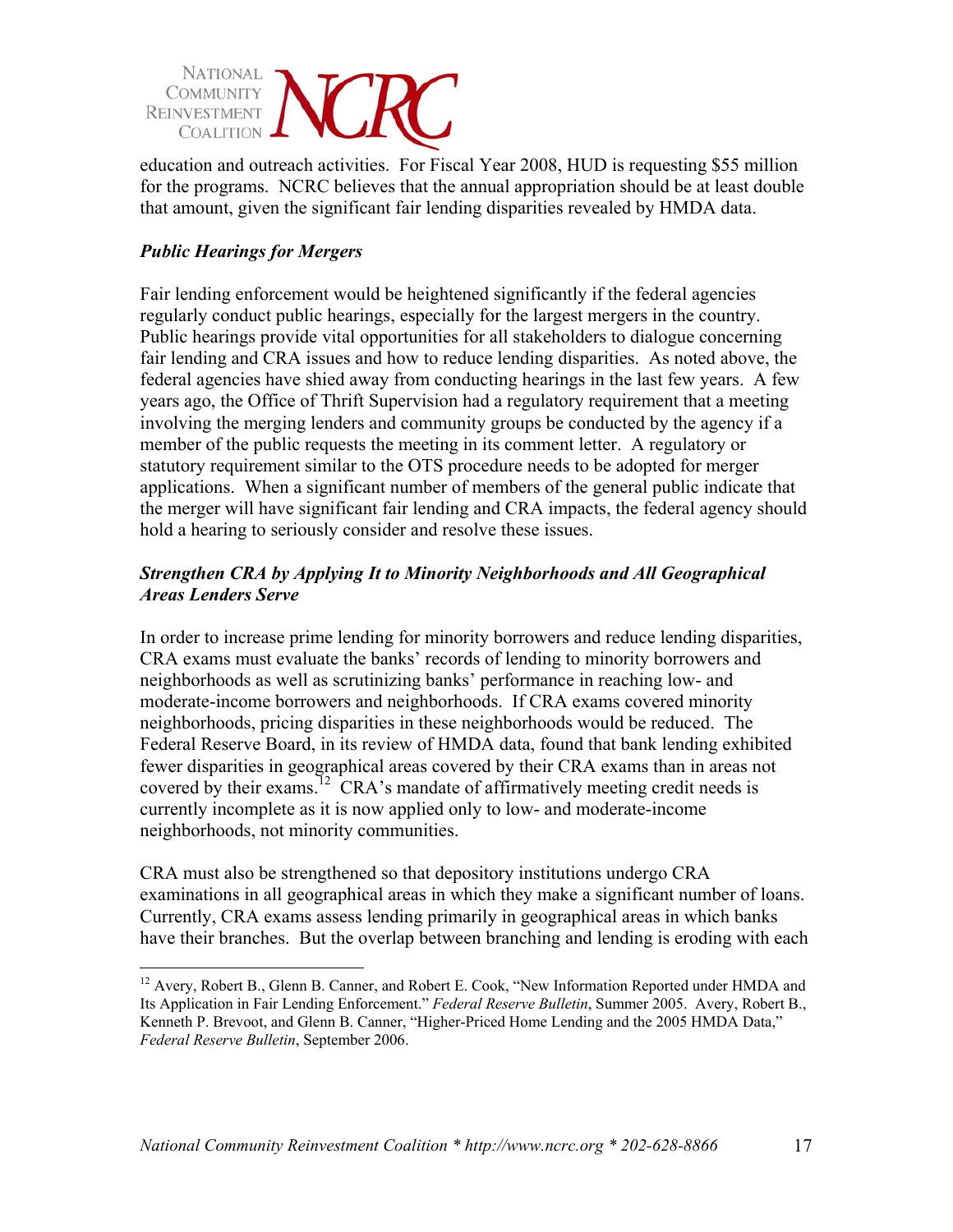education and outreach activities. For Fiscal Year 2008, HUD is requesting $55 million for the programs. NCRC believes that the annual appropriation should be at least double that amount, given the significant fair lending disparities revealed by HMDA data.

***Public Hearings for Mergers***

Fair lending enforcement would be heightened significantly if the federal agencies regularly conduct public hearings, especially for the largest mergers in the country. Public hearings provide vital opportunities for all stakeholders to dialogue concerning fair lending and CRA issues and how to reduce lending disparities. As noted above, the federal agencies have shied away from conducting hearings in the last few years. A few years ago, the Office of Thrift Supervision had a regulatory requirement that a meeting involving the merging lenders and community groups be conducted by the agency if a member of the public requests the meeting in its comment letter. A regulatory or statutory requirement similar to the OTS procedure needs to be adopted for merger applications. When a significant number of members of the general public indicate that the merger will have significant fair lending and CRA impacts, the federal agency should hold a hearing to seriously consider and resolve these issues.

***Strengthen CRA by Applying It to Minority Neighborhoods and All Geographical Areas Lenders Serve***

In order to increase prime lending for minority borrowers and reduce lending disparities, CRA exams must evaluate the banks' records of lending to minority borrowers and neighborhoods as well as scrutinizing banks' performance in reaching low- and moderate-income borrowers and neighborhoods. If CRA exams covered minority neighborhoods, pricing disparities in these neighborhoods would be reduced. The Federal Reserve Board, in its review of HMDA data, found that bank lending exhibited fewer disparities in geographical areas covered by their CRA exams than in areas not covered by their exams.[12] CRA's mandate of affirmatively meeting credit needs is currently incomplete as it is now applied only to low- and moderate-income neighborhoods, not minority communities.

CRA must also be strengthened so that depository institutions undergo CRA examinations in all geographical areas in which they make a significant number of loans. Currently, CRA exams assess lending primarily in geographical areas in which banks have their branches. But the overlap between branching and lending is eroding with each

---

[12] Avery, Robert B., Glenn B. Canner, and Robert E. Cook, "New Information Reported under HMDA and Its Application in Fair Lending Enforcement." *Federal Reserve Bulletin*, Summer 2005. Avery, Robert B., Kenneth P. Brevoot, and Glenn B. Canner, "Higher-Priced Home Lending and the 2005 HMDA Data," *Federal Reserve Bulletin*, September 2006.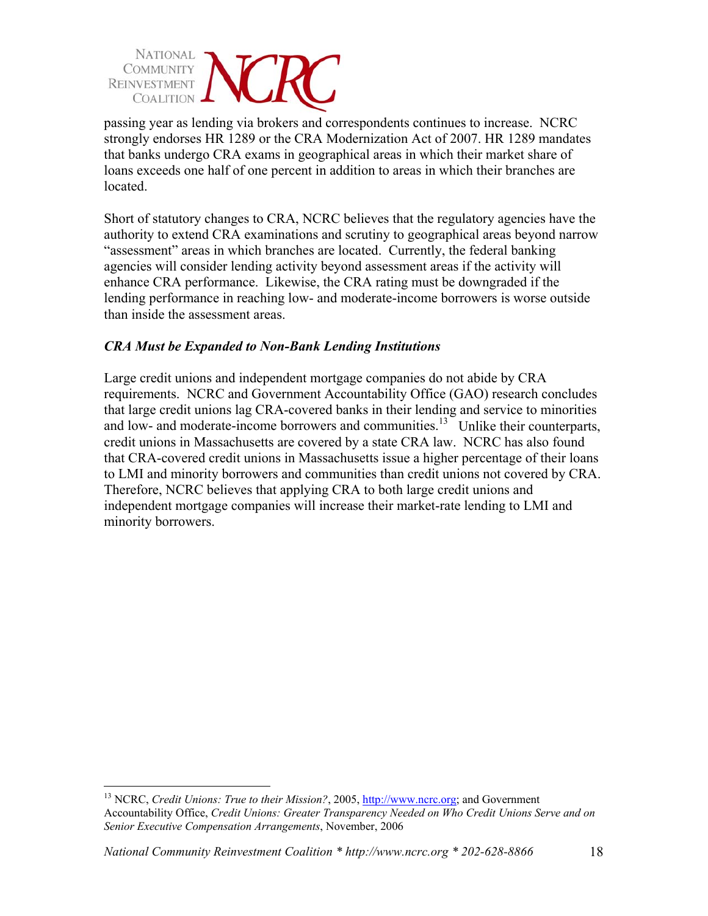passing year as lending via brokers and correspondents continues to increase. NCRC strongly endorses HR 1289 or the CRA Modernization Act of 2007. HR 1289 mandates that banks undergo CRA exams in geographical areas in which their market share of loans exceeds one half of one percent in addition to areas in which their branches are located.

Short of statutory changes to CRA, NCRC believes that the regulatory agencies have the authority to extend CRA examinations and scrutiny to geographical areas beyond narrow "assessment" areas in which branches are located. Currently, the federal banking agencies will consider lending activity beyond assessment areas if the activity will enhance CRA performance. Likewise, the CRA rating must be downgraded if the lending performance in reaching low- and moderate-income borrowers is worse outside than inside the assessment areas.

***CRA Must be Expanded to Non-Bank Lending Institutions***

Large credit unions and independent mortgage companies do not abide by CRA requirements. NCRC and Government Accountability Office (GAO) research concludes that large credit unions lag CRA-covered banks in their lending and service to minorities and low- and moderate-income borrowers and communities.[13] Unlike their counterparts, credit unions in Massachusetts are covered by a state CRA law. NCRC has also found that CRA-covered credit unions in Massachusetts issue a higher percentage of their loans to LMI and minority borrowers and communities than credit unions not covered by CRA. Therefore, NCRC believes that applying CRA to both large credit unions and independent mortgage companies will increase their market-rate lending to LMI and minority borrowers.

---

[13] NCRC, *Credit Unions: True to their Mission?*, 2005, http://www.ncrc.org; and Government Accountability Office, *Credit Unions: Greater Transparency Needed on Who Credit Unions Serve and on Senior Executive Compensation Arrangements*, November, 2006